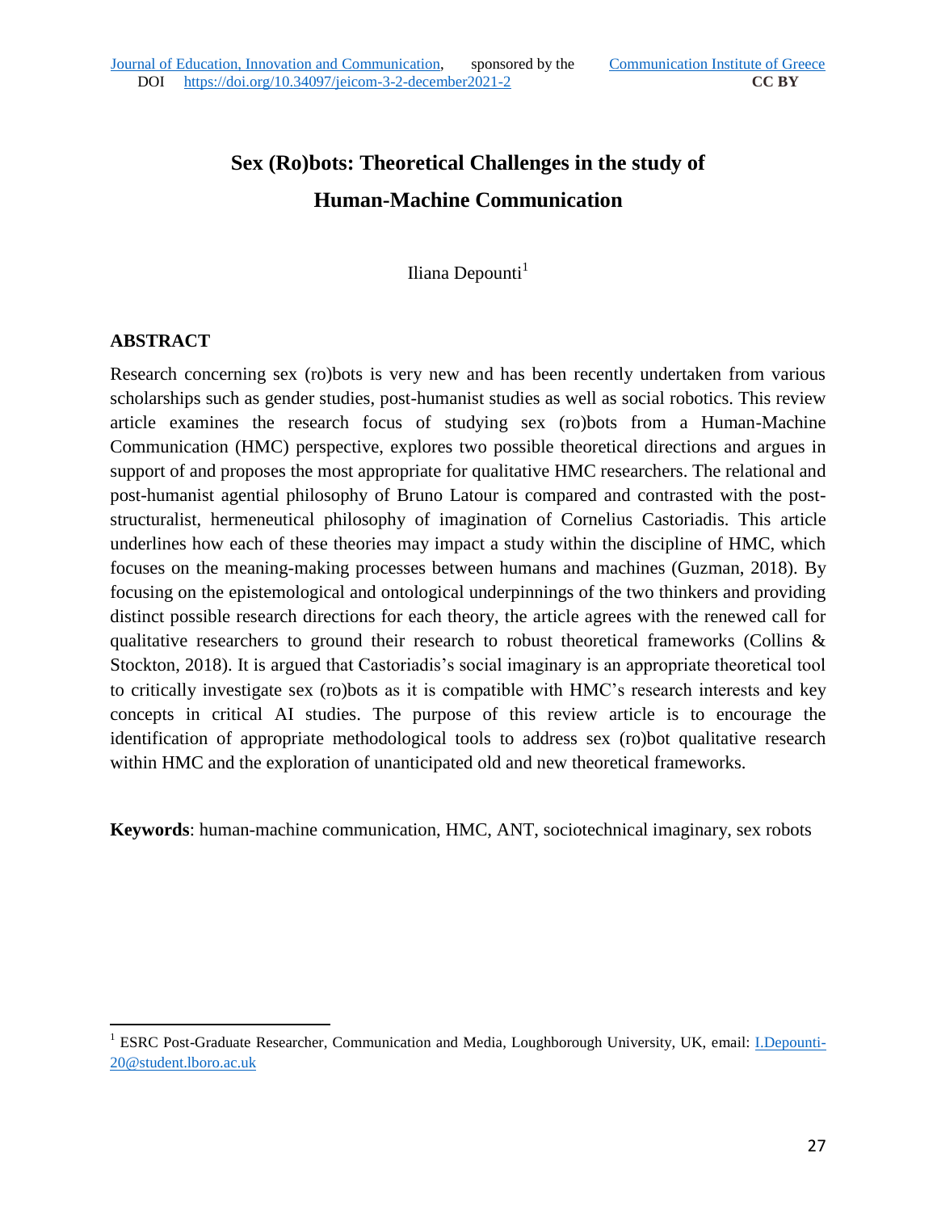# Sex (Ro)bots: Theoretical Challenges in the study of Human-Machine Communication

Iliana Depounti[1]

## ABSTRACT

Research concerning sex (ro)bots is very new and has been recently undertaken from various scholarships such as gender studies, post-humanist studies as well as social robotics. This review article examines the research focus of studying sex (ro)bots from a Human-Machine Communication (HMC) perspective, explores two possible theoretical directions and argues in support of and proposes the most appropriate for qualitative HMC researchers. The relational and post-humanist agential philosophy of Bruno Latour is compared and contrasted with the post-structuralist, hermeneutical philosophy of imagination of Cornelius Castoriadis. This article underlines how each of these theories may impact a study within the discipline of HMC, which focuses on the meaning-making processes between humans and machines (Guzman, 2018). By focusing on the epistemological and ontological underpinnings of the two thinkers and providing distinct possible research directions for each theory, the article agrees with the renewed call for qualitative researchers to ground their research to robust theoretical frameworks (Collins & Stockton, 2018). It is argued that Castoriadis's social imaginary is an appropriate theoretical tool to critically investigate sex (ro)bots as it is compatible with HMC's research interests and key concepts in critical AI studies. The purpose of this review article is to encourage the identification of appropriate methodological tools to address sex (ro)bot qualitative research within HMC and the exploration of unanticipated old and new theoretical frameworks.

**Keywords**: human-machine communication, HMC, ANT, sociotechnical imaginary, sex robots

[1] ESRC Post-Graduate Researcher, Communication and Media, Loughborough University, UK, email: I.Depounti-20@student.lboro.ac.uk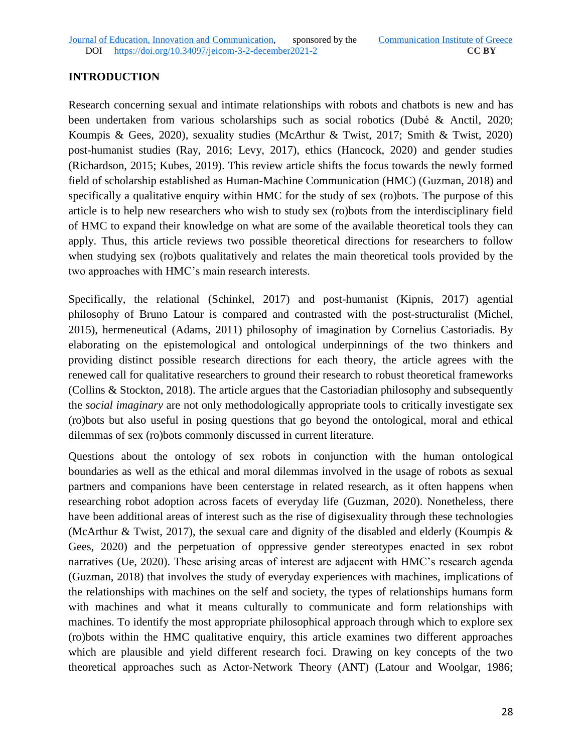## INTRODUCTION

Research concerning sexual and intimate relationships with robots and chatbots is new and has been undertaken from various scholarships such as social robotics (Dubé & Anctil, 2020; Koumpis & Gees, 2020), sexuality studies (McArthur & Twist, 2017; Smith & Twist, 2020) post-humanist studies (Ray, 2016; Levy, 2017), ethics (Hancock, 2020) and gender studies (Richardson, 2015; Kubes, 2019). This review article shifts the focus towards the newly formed field of scholarship established as Human-Machine Communication (HMC) (Guzman, 2018) and specifically a qualitative enquiry within HMC for the study of sex (ro)bots. The purpose of this article is to help new researchers who wish to study sex (ro)bots from the interdisciplinary field of HMC to expand their knowledge on what are some of the available theoretical tools they can apply. Thus, this article reviews two possible theoretical directions for researchers to follow when studying sex (ro)bots qualitatively and relates the main theoretical tools provided by the two approaches with HMC's main research interests.

Specifically, the relational (Schinkel, 2017) and post-humanist (Kipnis, 2017) agential philosophy of Bruno Latour is compared and contrasted with the post-structuralist (Michel, 2015), hermeneutical (Adams, 2011) philosophy of imagination by Cornelius Castoriadis. By elaborating on the epistemological and ontological underpinnings of the two thinkers and providing distinct possible research directions for each theory, the article agrees with the renewed call for qualitative researchers to ground their research to robust theoretical frameworks (Collins & Stockton, 2018). The article argues that the Castoriadian philosophy and subsequently the *social imaginary* are not only methodologically appropriate tools to critically investigate sex (ro)bots but also useful in posing questions that go beyond the ontological, moral and ethical dilemmas of sex (ro)bots commonly discussed in current literature.

Questions about the ontology of sex robots in conjunction with the human ontological boundaries as well as the ethical and moral dilemmas involved in the usage of robots as sexual partners and companions have been centerstage in related research, as it often happens when researching robot adoption across facets of everyday life (Guzman, 2020). Nonetheless, there have been additional areas of interest such as the rise of digisexuality through these technologies (McArthur & Twist, 2017), the sexual care and dignity of the disabled and elderly (Koumpis & Gees, 2020) and the perpetuation of oppressive gender stereotypes enacted in sex robot narratives (Ue, 2020). These arising areas of interest are adjacent with HMC's research agenda (Guzman, 2018) that involves the study of everyday experiences with machines, implications of the relationships with machines on the self and society, the types of relationships humans form with machines and what it means culturally to communicate and form relationships with machines. To identify the most appropriate philosophical approach through which to explore sex (ro)bots within the HMC qualitative enquiry, this article examines two different approaches which are plausible and yield different research foci. Drawing on key concepts of the two theoretical approaches such as Actor-Network Theory (ANT) (Latour and Woolgar, 1986;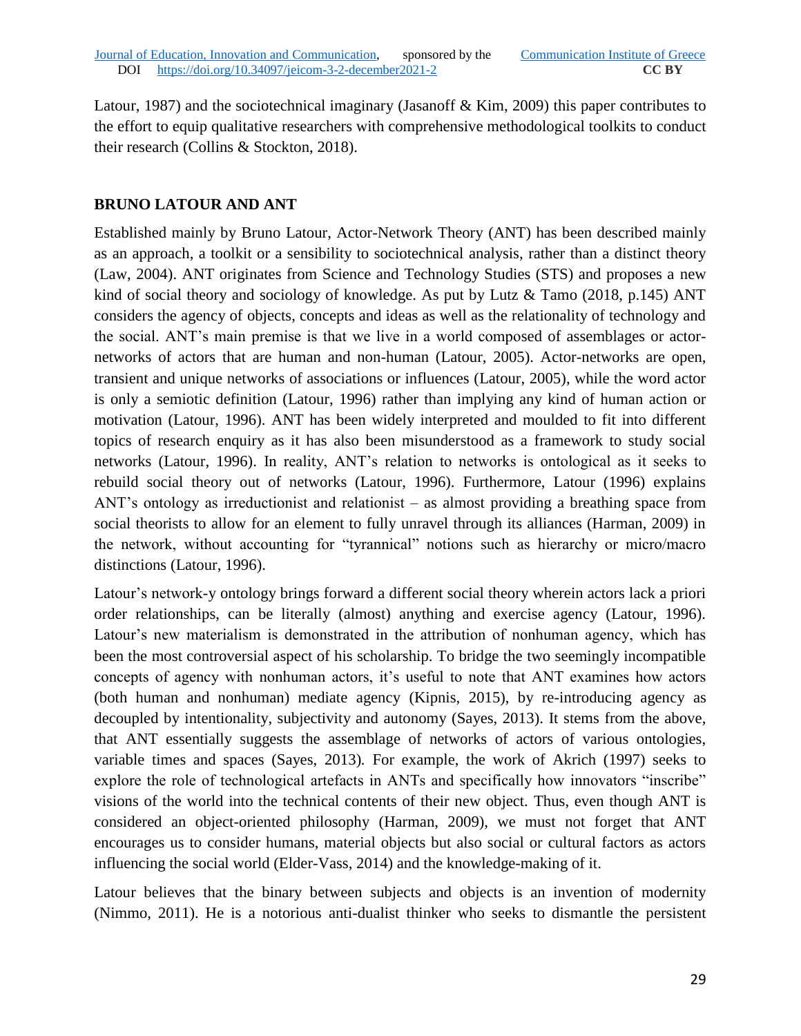Latour, 1987) and the sociotechnical imaginary (Jasanoff & Kim, 2009) this paper contributes to the effort to equip qualitative researchers with comprehensive methodological toolkits to conduct their research (Collins & Stockton, 2018).

## BRUNO LATOUR AND ANT

Established mainly by Bruno Latour, Actor-Network Theory (ANT) has been described mainly as an approach, a toolkit or a sensibility to sociotechnical analysis, rather than a distinct theory (Law, 2004). ANT originates from Science and Technology Studies (STS) and proposes a new kind of social theory and sociology of knowledge. As put by Lutz & Tamo (2018, p.145) ANT considers the agency of objects, concepts and ideas as well as the relationality of technology and the social. ANT's main premise is that we live in a world composed of assemblages or actor-networks of actors that are human and non-human (Latour, 2005). Actor-networks are open, transient and unique networks of associations or influences (Latour, 2005), while the word actor is only a semiotic definition (Latour, 1996) rather than implying any kind of human action or motivation (Latour, 1996). ANT has been widely interpreted and moulded to fit into different topics of research enquiry as it has also been misunderstood as a framework to study social networks (Latour, 1996). In reality, ANT's relation to networks is ontological as it seeks to rebuild social theory out of networks (Latour, 1996). Furthermore, Latour (1996) explains ANT's ontology as irreductionist and relationist – as almost providing a breathing space from social theorists to allow for an element to fully unravel through its alliances (Harman, 2009) in the network, without accounting for "tyrannical" notions such as hierarchy or micro/macro distinctions (Latour, 1996).

Latour's network-y ontology brings forward a different social theory wherein actors lack a priori order relationships, can be literally (almost) anything and exercise agency (Latour, 1996). Latour's new materialism is demonstrated in the attribution of nonhuman agency, which has been the most controversial aspect of his scholarship. To bridge the two seemingly incompatible concepts of agency with nonhuman actors, it's useful to note that ANT examines how actors (both human and nonhuman) mediate agency (Kipnis, 2015), by re-introducing agency as decoupled by intentionality, subjectivity and autonomy (Sayes, 2013). It stems from the above, that ANT essentially suggests the assemblage of networks of actors of various ontologies, variable times and spaces (Sayes, 2013). For example, the work of Akrich (1997) seeks to explore the role of technological artefacts in ANTs and specifically how innovators "inscribe" visions of the world into the technical contents of their new object. Thus, even though ANT is considered an object-oriented philosophy (Harman, 2009), we must not forget that ANT encourages us to consider humans, material objects but also social or cultural factors as actors influencing the social world (Elder-Vass, 2014) and the knowledge-making of it.

Latour believes that the binary between subjects and objects is an invention of modernity (Nimmo, 2011). He is a notorious anti-dualist thinker who seeks to dismantle the persistent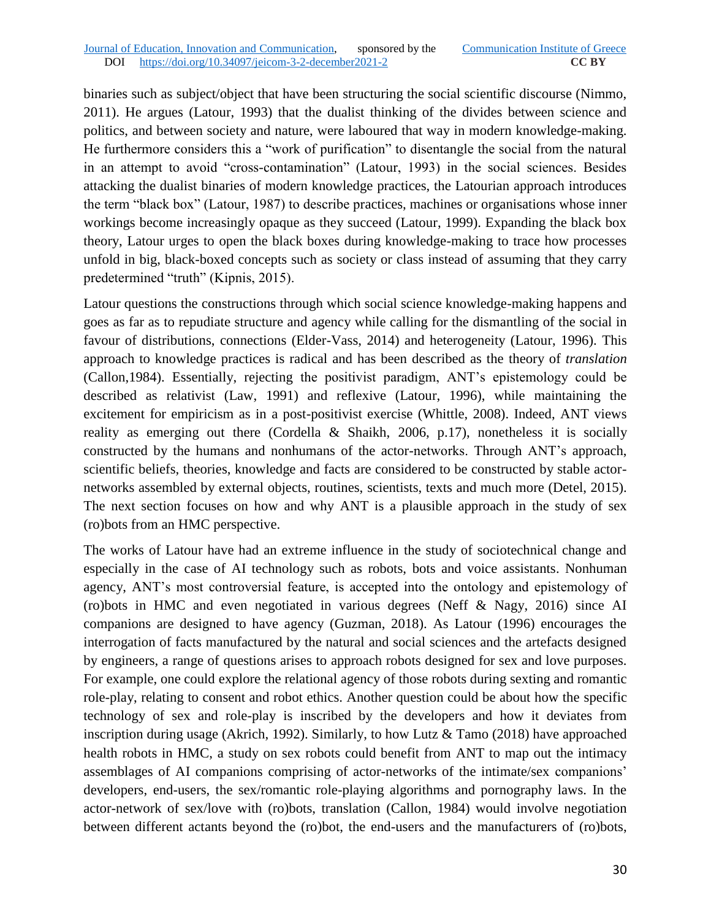binaries such as subject/object that have been structuring the social scientific discourse (Nimmo, 2011). He argues (Latour, 1993) that the dualist thinking of the divides between science and politics, and between society and nature, were laboured that way in modern knowledge-making. He furthermore considers this a "work of purification" to disentangle the social from the natural in an attempt to avoid "cross-contamination" (Latour, 1993) in the social sciences. Besides attacking the dualist binaries of modern knowledge practices, the Latourian approach introduces the term "black box" (Latour, 1987) to describe practices, machines or organisations whose inner workings become increasingly opaque as they succeed (Latour, 1999). Expanding the black box theory, Latour urges to open the black boxes during knowledge-making to trace how processes unfold in big, black-boxed concepts such as society or class instead of assuming that they carry predetermined "truth" (Kipnis, 2015).

Latour questions the constructions through which social science knowledge-making happens and goes as far as to repudiate structure and agency while calling for the dismantling of the social in favour of distributions, connections (Elder-Vass, 2014) and heterogeneity (Latour, 1996). This approach to knowledge practices is radical and has been described as the theory of *translation* (Callon,1984). Essentially, rejecting the positivist paradigm, ANT's epistemology could be described as relativist (Law, 1991) and reflexive (Latour, 1996), while maintaining the excitement for empiricism as in a post-positivist exercise (Whittle, 2008). Indeed, ANT views reality as emerging out there (Cordella & Shaikh, 2006, p.17), nonetheless it is socially constructed by the humans and nonhumans of the actor-networks. Through ANT's approach, scientific beliefs, theories, knowledge and facts are considered to be constructed by stable actor-networks assembled by external objects, routines, scientists, texts and much more (Detel, 2015). The next section focuses on how and why ANT is a plausible approach in the study of sex (ro)bots from an HMC perspective.

The works of Latour have had an extreme influence in the study of sociotechnical change and especially in the case of AI technology such as robots, bots and voice assistants. Nonhuman agency, ANT's most controversial feature, is accepted into the ontology and epistemology of (ro)bots in HMC and even negotiated in various degrees (Neff & Nagy, 2016) since AI companions are designed to have agency (Guzman, 2018). As Latour (1996) encourages the interrogation of facts manufactured by the natural and social sciences and the artefacts designed by engineers, a range of questions arises to approach robots designed for sex and love purposes. For example, one could explore the relational agency of those robots during sexting and romantic role-play, relating to consent and robot ethics. Another question could be about how the specific technology of sex and role-play is inscribed by the developers and how it deviates from inscription during usage (Akrich, 1992). Similarly, to how Lutz & Tamo (2018) have approached health robots in HMC, a study on sex robots could benefit from ANT to map out the intimacy assemblages of AI companions comprising of actor-networks of the intimate/sex companions' developers, end-users, the sex/romantic role-playing algorithms and pornography laws. In the actor-network of sex/love with (ro)bots, translation (Callon, 1984) would involve negotiation between different actants beyond the (ro)bot, the end-users and the manufacturers of (ro)bots,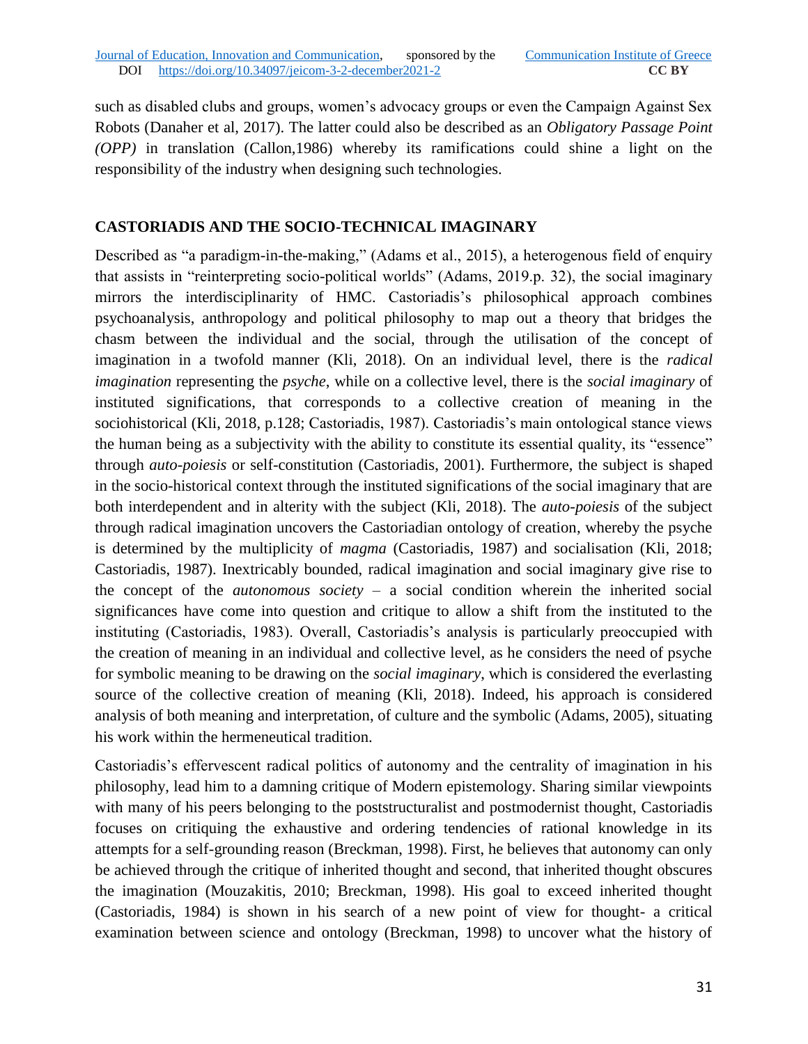such as disabled clubs and groups, women's advocacy groups or even the Campaign Against Sex Robots (Danaher et al, 2017). The latter could also be described as an *Obligatory Passage Point (OPP)* in translation (Callon,1986) whereby its ramifications could shine a light on the responsibility of the industry when designing such technologies.

## CASTORIADIS AND THE SOCIO-TECHNICAL IMAGINARY

Described as "a paradigm-in-the-making," (Adams et al., 2015), a heterogenous field of enquiry that assists in "reinterpreting socio-political worlds" (Adams, 2019.p. 32), the social imaginary mirrors the interdisciplinarity of HMC. Castoriadis's philosophical approach combines psychoanalysis, anthropology and political philosophy to map out a theory that bridges the chasm between the individual and the social, through the utilisation of the concept of imagination in a twofold manner (Kli, 2018). On an individual level, there is the *radical imagination* representing the *psyche*, while on a collective level, there is the *social imaginary* of instituted significations, that corresponds to a collective creation of meaning in the sociohistorical (Kli, 2018, p.128; Castoriadis, 1987). Castoriadis's main ontological stance views the human being as a subjectivity with the ability to constitute its essential quality, its "essence" through *auto-poiesis* or self-constitution (Castoriadis, 2001). Furthermore, the subject is shaped in the socio-historical context through the instituted significations of the social imaginary that are both interdependent and in alterity with the subject (Kli, 2018). The *auto-poiesis* of the subject through radical imagination uncovers the Castoriadian ontology of creation, whereby the psyche is determined by the multiplicity of *magma* (Castoriadis, 1987) and socialisation (Kli, 2018; Castoriadis, 1987). Inextricably bounded, radical imagination and social imaginary give rise to the concept of the *autonomous society* – a social condition wherein the inherited social significances have come into question and critique to allow a shift from the instituted to the instituting (Castoriadis, 1983). Overall, Castoriadis's analysis is particularly preoccupied with the creation of meaning in an individual and collective level, as he considers the need of psyche for symbolic meaning to be drawing on the *social imaginary*, which is considered the everlasting source of the collective creation of meaning (Kli, 2018). Indeed, his approach is considered analysis of both meaning and interpretation, of culture and the symbolic (Adams, 2005), situating his work within the hermeneutical tradition.

Castoriadis's effervescent radical politics of autonomy and the centrality of imagination in his philosophy, lead him to a damning critique of Modern epistemology. Sharing similar viewpoints with many of his peers belonging to the poststructuralist and postmodernist thought, Castoriadis focuses on critiquing the exhaustive and ordering tendencies of rational knowledge in its attempts for a self-grounding reason (Breckman, 1998). First, he believes that autonomy can only be achieved through the critique of inherited thought and second, that inherited thought obscures the imagination (Mouzakitis, 2010; Breckman, 1998). His goal to exceed inherited thought (Castoriadis, 1984) is shown in his search of a new point of view for thought- a critical examination between science and ontology (Breckman, 1998) to uncover what the history of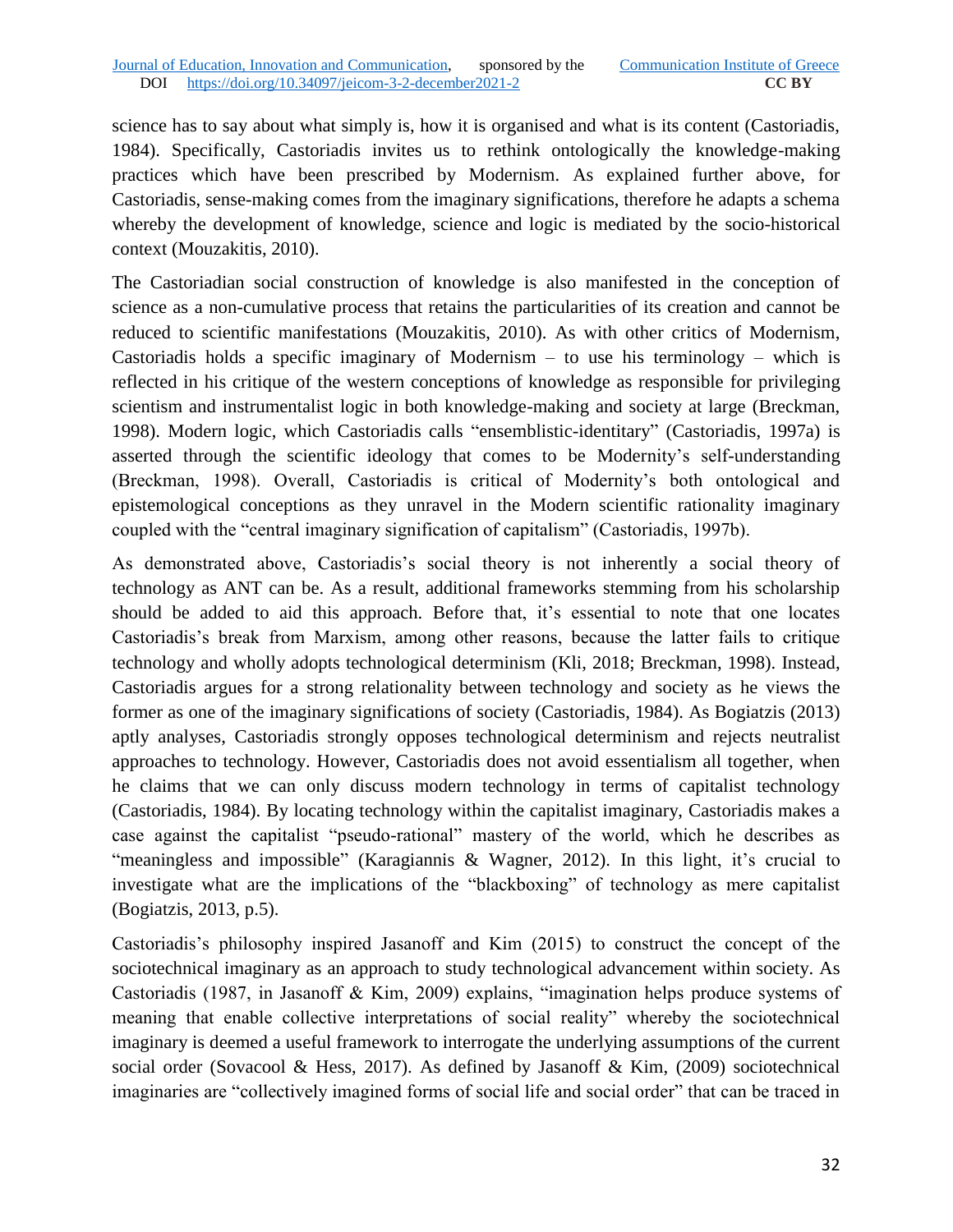science has to say about what simply is, how it is organised and what is its content (Castoriadis, 1984). Specifically, Castoriadis invites us to rethink ontologically the knowledge-making practices which have been prescribed by Modernism. As explained further above, for Castoriadis, sense-making comes from the imaginary significations, therefore he adapts a schema whereby the development of knowledge, science and logic is mediated by the socio-historical context (Mouzakitis, 2010).

The Castoriadian social construction of knowledge is also manifested in the conception of science as a non-cumulative process that retains the particularities of its creation and cannot be reduced to scientific manifestations (Mouzakitis, 2010). As with other critics of Modernism, Castoriadis holds a specific imaginary of Modernism – to use his terminology – which is reflected in his critique of the western conceptions of knowledge as responsible for privileging scientism and instrumentalist logic in both knowledge-making and society at large (Breckman, 1998). Modern logic, which Castoriadis calls "ensemblistic-identitary" (Castoriadis, 1997a) is asserted through the scientific ideology that comes to be Modernity's self-understanding (Breckman, 1998). Overall, Castoriadis is critical of Modernity's both ontological and epistemological conceptions as they unravel in the Modern scientific rationality imaginary coupled with the "central imaginary signification of capitalism" (Castoriadis, 1997b).

As demonstrated above, Castoriadis's social theory is not inherently a social theory of technology as ANT can be. As a result, additional frameworks stemming from his scholarship should be added to aid this approach. Before that, it's essential to note that one locates Castoriadis's break from Marxism, among other reasons, because the latter fails to critique technology and wholly adopts technological determinism (Kli, 2018; Breckman, 1998). Instead, Castoriadis argues for a strong relationality between technology and society as he views the former as one of the imaginary significations of society (Castoriadis, 1984). As Bogiatzis (2013) aptly analyses, Castoriadis strongly opposes technological determinism and rejects neutralist approaches to technology. However, Castoriadis does not avoid essentialism all together, when he claims that we can only discuss modern technology in terms of capitalist technology (Castoriadis, 1984). By locating technology within the capitalist imaginary, Castoriadis makes a case against the capitalist "pseudo-rational" mastery of the world, which he describes as "meaningless and impossible" (Karagiannis & Wagner, 2012). In this light, it's crucial to investigate what are the implications of the "blackboxing" of technology as mere capitalist (Bogiatzis, 2013, p.5).

Castoriadis's philosophy inspired Jasanoff and Kim (2015) to construct the concept of the sociotechnical imaginary as an approach to study technological advancement within society. As Castoriadis (1987, in Jasanoff & Kim, 2009) explains, "imagination helps produce systems of meaning that enable collective interpretations of social reality" whereby the sociotechnical imaginary is deemed a useful framework to interrogate the underlying assumptions of the current social order (Sovacool & Hess, 2017). As defined by Jasanoff & Kim, (2009) sociotechnical imaginaries are "collectively imagined forms of social life and social order" that can be traced in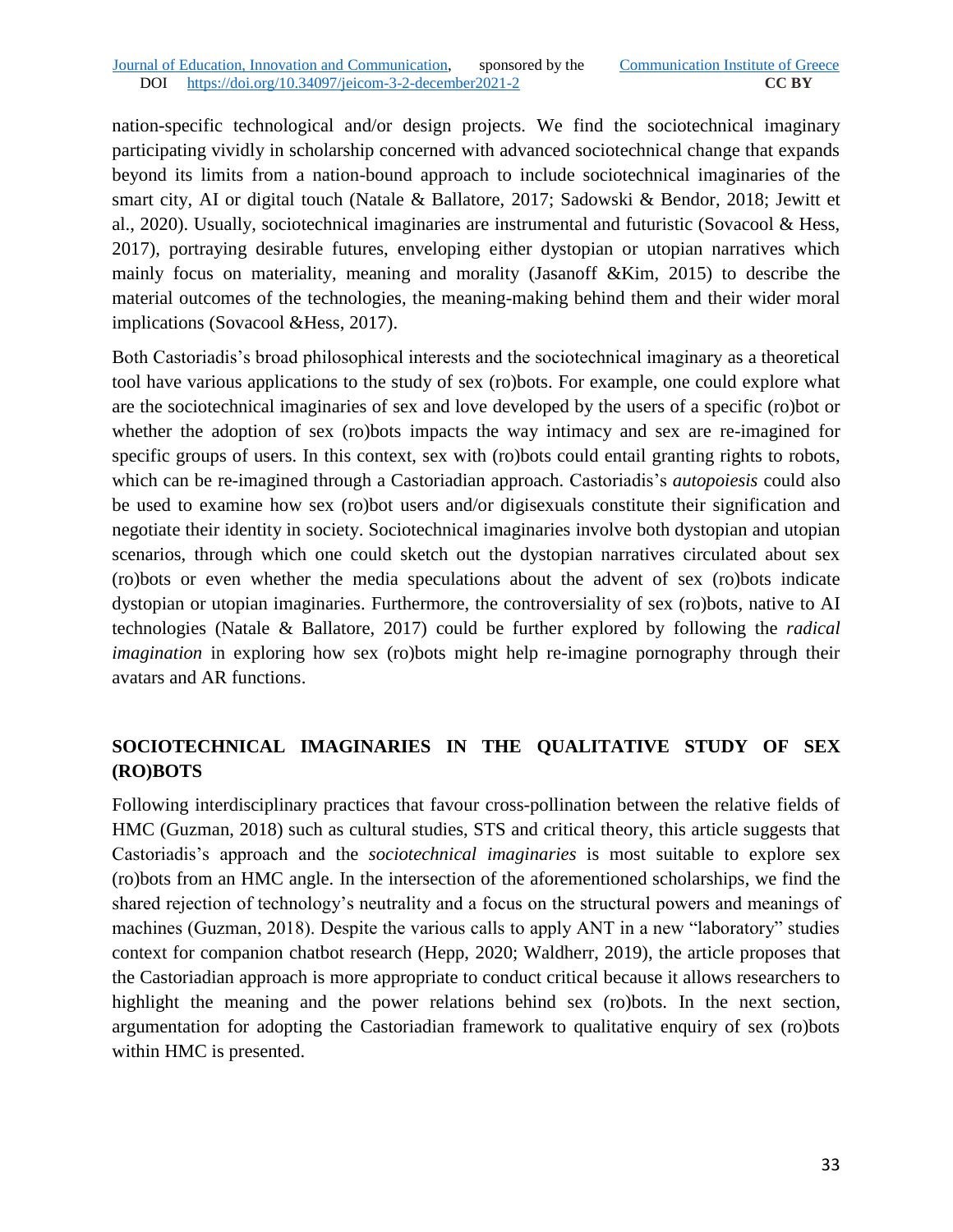nation-specific technological and/or design projects. We find the sociotechnical imaginary participating vividly in scholarship concerned with advanced sociotechnical change that expands beyond its limits from a nation-bound approach to include sociotechnical imaginaries of the smart city, AI or digital touch (Natale & Ballatore, 2017; Sadowski & Bendor, 2018; Jewitt et al., 2020). Usually, sociotechnical imaginaries are instrumental and futuristic (Sovacool & Hess, 2017), portraying desirable futures, enveloping either dystopian or utopian narratives which mainly focus on materiality, meaning and morality (Jasanoff &Kim, 2015) to describe the material outcomes of the technologies, the meaning-making behind them and their wider moral implications (Sovacool &Hess, 2017).

Both Castoriadis's broad philosophical interests and the sociotechnical imaginary as a theoretical tool have various applications to the study of sex (ro)bots. For example, one could explore what are the sociotechnical imaginaries of sex and love developed by the users of a specific (ro)bot or whether the adoption of sex (ro)bots impacts the way intimacy and sex are re-imagined for specific groups of users. In this context, sex with (ro)bots could entail granting rights to robots, which can be re-imagined through a Castoriadian approach. Castoriadis's *autopoiesis* could also be used to examine how sex (ro)bot users and/or digisexuals constitute their signification and negotiate their identity in society. Sociotechnical imaginaries involve both dystopian and utopian scenarios, through which one could sketch out the dystopian narratives circulated about sex (ro)bots or even whether the media speculations about the advent of sex (ro)bots indicate dystopian or utopian imaginaries. Furthermore, the controversiality of sex (ro)bots, native to AI technologies (Natale & Ballatore, 2017) could be further explored by following the *radical imagination* in exploring how sex (ro)bots might help re-imagine pornography through their avatars and AR functions.

## SOCIOTECHNICAL IMAGINARIES IN THE QUALITATIVE STUDY OF SEX (RO)BOTS

Following interdisciplinary practices that favour cross-pollination between the relative fields of HMC (Guzman, 2018) such as cultural studies, STS and critical theory, this article suggests that Castoriadis's approach and the *sociotechnical imaginaries* is most suitable to explore sex (ro)bots from an HMC angle. In the intersection of the aforementioned scholarships, we find the shared rejection of technology's neutrality and a focus on the structural powers and meanings of machines (Guzman, 2018). Despite the various calls to apply ANT in a new "laboratory" studies context for companion chatbot research (Hepp, 2020; Waldherr, 2019), the article proposes that the Castoriadian approach is more appropriate to conduct critical because it allows researchers to highlight the meaning and the power relations behind sex (ro)bots. In the next section, argumentation for adopting the Castoriadian framework to qualitative enquiry of sex (ro)bots within HMC is presented.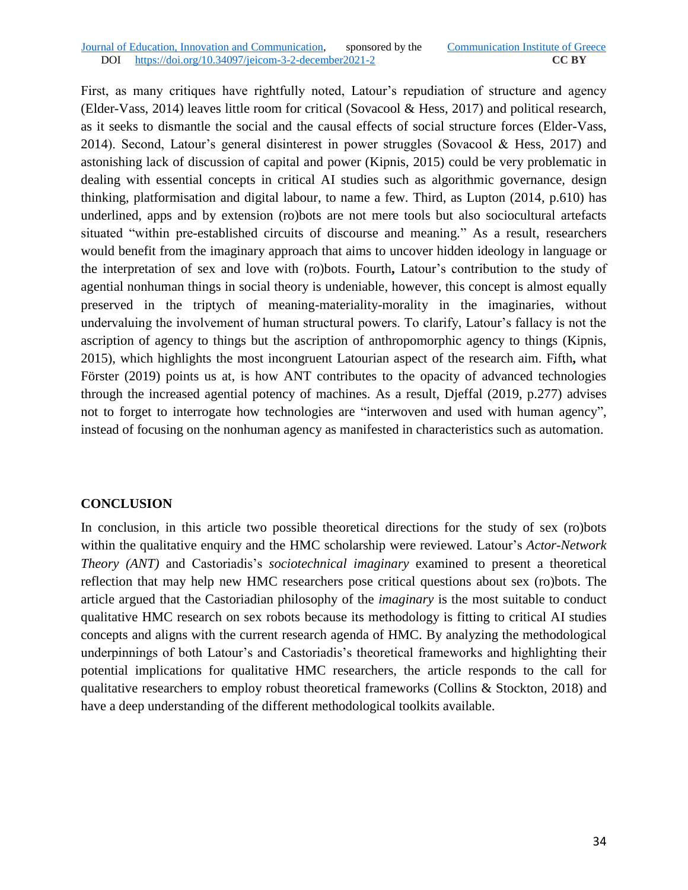First, as many critiques have rightfully noted, Latour's repudiation of structure and agency (Elder-Vass, 2014) leaves little room for critical (Sovacool & Hess, 2017) and political research, as it seeks to dismantle the social and the causal effects of social structure forces (Elder-Vass, 2014). Second, Latour's general disinterest in power struggles (Sovacool & Hess, 2017) and astonishing lack of discussion of capital and power (Kipnis, 2015) could be very problematic in dealing with essential concepts in critical AI studies such as algorithmic governance, design thinking, platformisation and digital labour, to name a few. Third, as Lupton (2014, p.610) has underlined, apps and by extension (ro)bots are not mere tools but also sociocultural artefacts situated "within pre-established circuits of discourse and meaning." As a result, researchers would benefit from the imaginary approach that aims to uncover hidden ideology in language or the interpretation of sex and love with (ro)bots. Fourth**,** Latour's contribution to the study of agential nonhuman things in social theory is undeniable, however, this concept is almost equally preserved in the triptych of meaning-materiality-morality in the imaginaries, without undervaluing the involvement of human structural powers. To clarify, Latour's fallacy is not the ascription of agency to things but the ascription of anthropomorphic agency to things (Kipnis, 2015), which highlights the most incongruent Latourian aspect of the research aim. Fifth**,** what Förster (2019) points us at, is how ANT contributes to the opacity of advanced technologies through the increased agential potency of machines. As a result, Djeffal (2019, p.277) advises not to forget to interrogate how technologies are "interwoven and used with human agency", instead of focusing on the nonhuman agency as manifested in characteristics such as automation.

## CONCLUSION

In conclusion, in this article two possible theoretical directions for the study of sex (ro)bots within the qualitative enquiry and the HMC scholarship were reviewed. Latour's *Actor-Network Theory (ANT)* and Castoriadis's *sociotechnical imaginary* examined to present a theoretical reflection that may help new HMC researchers pose critical questions about sex (ro)bots. The article argued that the Castoriadian philosophy of the *imaginary* is the most suitable to conduct qualitative HMC research on sex robots because its methodology is fitting to critical AI studies concepts and aligns with the current research agenda of HMC. By analyzing the methodological underpinnings of both Latour's and Castoriadis's theoretical frameworks and highlighting their potential implications for qualitative HMC researchers, the article responds to the call for qualitative researchers to employ robust theoretical frameworks (Collins & Stockton, 2018) and have a deep understanding of the different methodological toolkits available.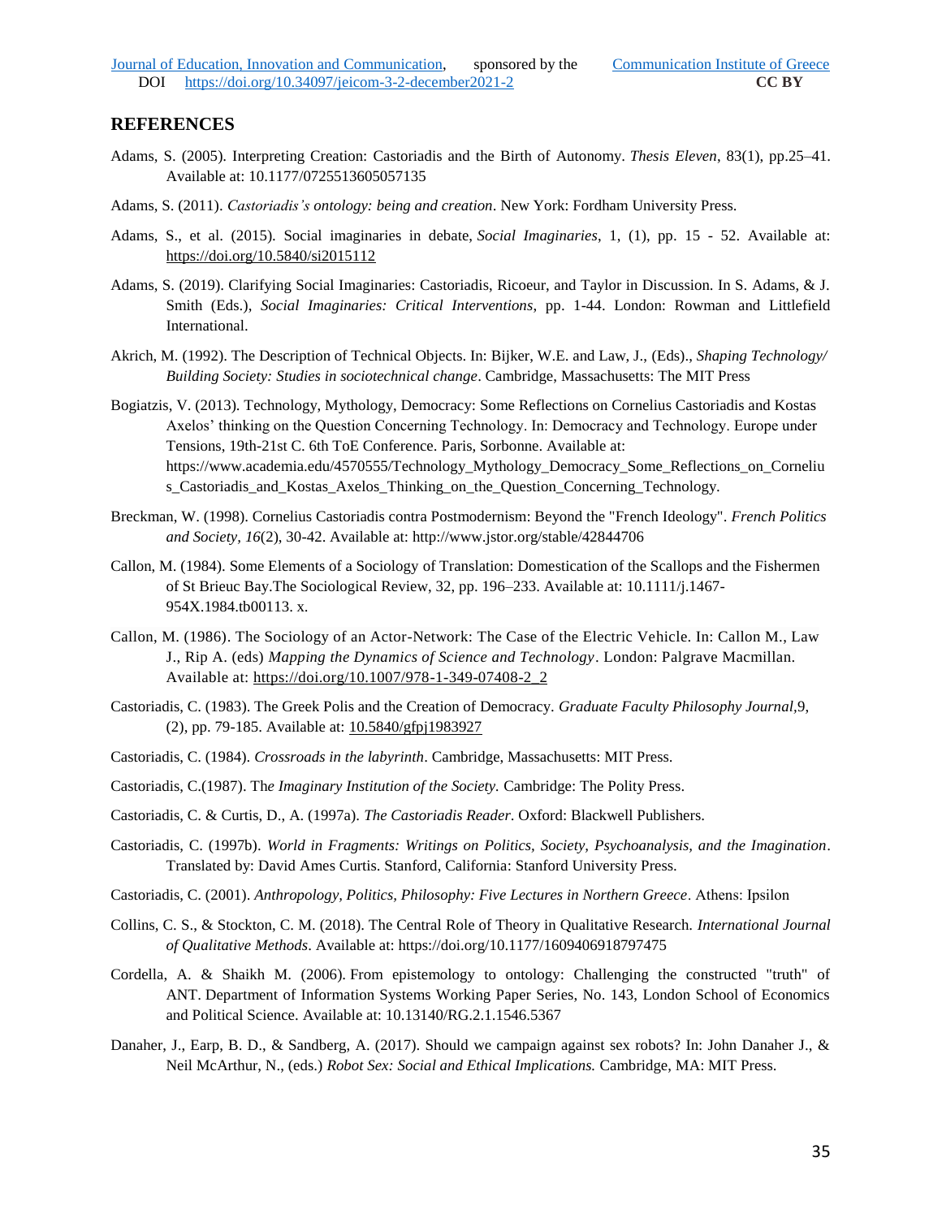## REFERENCES

Adams, S. (2005). Interpreting Creation: Castoriadis and the Birth of Autonomy. *Thesis Eleven*, 83(1), pp.25–41. Available at: 10.1177/0725513605057135

Adams, S. (2011). *Castoriadis's ontology: being and creation*. New York: Fordham University Press.

Adams, S., et al. (2015). Social imaginaries in debate, *Social Imaginaries*, 1, (1), pp. 15 - 52. Available at: https://doi.org/10.5840/si2015112

Adams, S. (2019). Clarifying Social Imaginaries: Castoriadis, Ricoeur, and Taylor in Discussion. In S. Adams, & J. Smith (Eds.), *Social Imaginaries: Critical Interventions*, pp. 1-44. London: Rowman and Littlefield International.

Akrich, M. (1992). The Description of Technical Objects. In: Bijker, W.E. and Law, J., (Eds)., *Shaping Technology/ Building Society: Studies in sociotechnical change*. Cambridge, Massachusetts: The MIT Press

Bogiatzis, V. (2013). Technology, Mythology, Democracy: Some Reflections on Cornelius Castoriadis and Kostas Axelos' thinking on the Question Concerning Technology. In: Democracy and Technology. Europe under Tensions, 19th-21st C. 6th ToE Conference. Paris, Sorbonne. Available at: https://www.academia.edu/4570555/Technology_Mythology_Democracy_Some_Reflections_on_Cornelius_Castoriadis_and_Kostas_Axelos_Thinking_on_the_Question_Concerning_Technology.

Breckman, W. (1998). Cornelius Castoriadis contra Postmodernism: Beyond the "French Ideology". *French Politics and Society, 16*(2), 30-42. Available at: http://www.jstor.org/stable/42844706

Callon, M. (1984). Some Elements of a Sociology of Translation: Domestication of the Scallops and the Fishermen of St Brieuc Bay.The Sociological Review, 32, pp. 196–233. Available at: 10.1111/j.1467-954X.1984.tb00113. x.

Callon, M. (1986). The Sociology of an Actor-Network: The Case of the Electric Vehicle. In: Callon M., Law J., Rip A. (eds) *Mapping the Dynamics of Science and Technology*. London: Palgrave Macmillan. Available at: https://doi.org/10.1007/978-1-349-07408-2_2

Castoriadis, C. (1983). The Greek Polis and the Creation of Democracy. *Graduate Faculty Philosophy Journal*,9, (2), pp. 79-185. Available at: 10.5840/gfpj1983927

Castoriadis, C. (1984). *Crossroads in the labyrinth*. Cambridge, Massachusetts: MIT Press.

Castoriadis, C.(1987). Th*e Imaginary Institution of the Society.* Cambridge: The Polity Press.

Castoriadis, C. & Curtis, D., A. (1997a). *The Castoriadis Reader*. Oxford: Blackwell Publishers.

Castoriadis, C. (1997b). *World in Fragments: Writings on Politics, Society, Psychoanalysis, and the Imagination*. Translated by: David Ames Curtis. Stanford, California: Stanford University Press.

Castoriadis, C. (2001). *Anthropology, Politics, Philosophy: Five Lectures in Northern Greece*. Athens: Ipsilon

Collins, C. S., & Stockton, C. M. (2018). The Central Role of Theory in Qualitative Research. *International Journal of Qualitative Methods*. Available at: https://doi.org/10.1177/1609406918797475

Cordella, A. & Shaikh M. (2006). From epistemology to ontology: Challenging the constructed "truth" of ANT. Department of Information Systems Working Paper Series, No. 143, London School of Economics and Political Science. Available at: 10.13140/RG.2.1.1546.5367

Danaher, J., Earp, B. D., & Sandberg, A. (2017). Should we campaign against sex robots? In: John Danaher J., & Neil McArthur, N., (eds.) *Robot Sex: Social and Ethical Implications.* Cambridge, MA: MIT Press.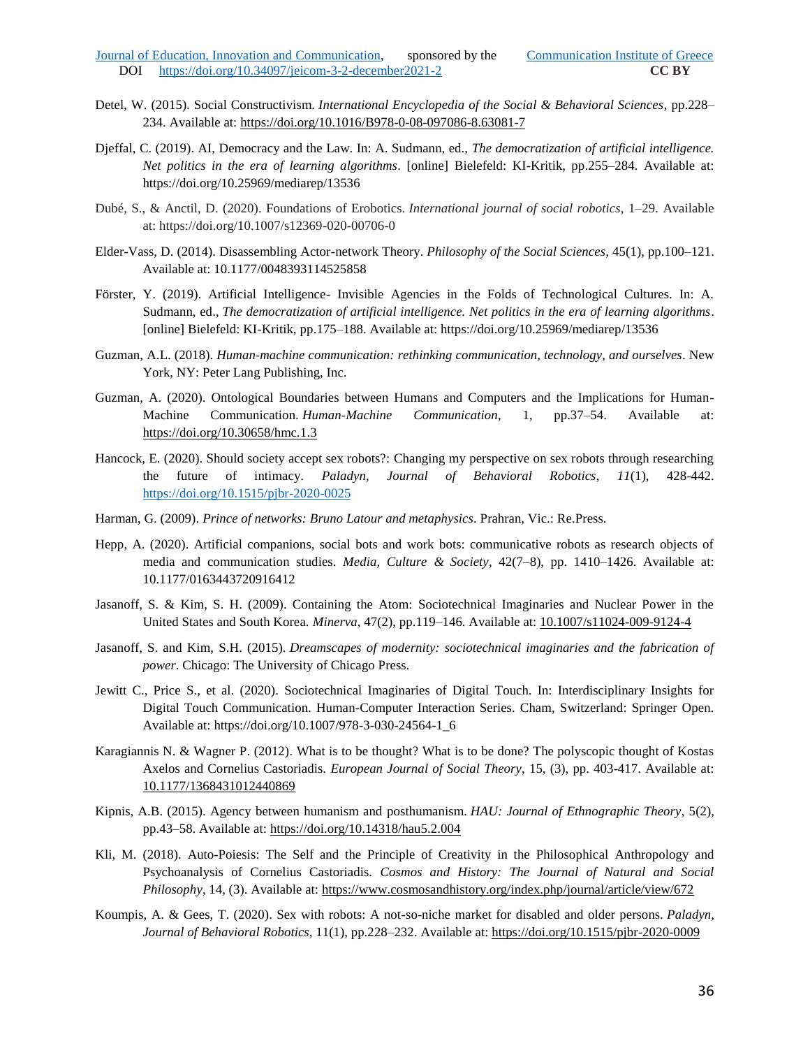Detel, W. (2015). Social Constructivism. *International Encyclopedia of the Social & Behavioral Sciences*, pp.228–234. Available at: https://doi.org/10.1016/B978-0-08-097086-8.63081-7

Djeffal, C. (2019). AI, Democracy and the Law. In: A. Sudmann, ed., *The democratization of artificial intelligence. Net politics in the era of learning algorithms*. [online] Bielefeld: KI-Kritik, pp.255–284. Available at: https://doi.org/10.25969/mediarep/13536

Dubé, S., & Anctil, D. (2020). Foundations of Erobotics. *International journal of social robotics*, 1–29. Available at: https://doi.org/10.1007/s12369-020-00706-0

Elder-Vass, D. (2014). Disassembling Actor-network Theory. *Philosophy of the Social Sciences*, 45(1), pp.100–121. Available at: 10.1177/0048393114525858

Förster, Y. (2019). Artificial Intelligence- Invisible Agencies in the Folds of Technological Cultures. In: A. Sudmann, ed., *The democratization of artificial intelligence. Net politics in the era of learning algorithms*. [online] Bielefeld: KI-Kritik, pp.175–188. Available at: https://doi.org/10.25969/mediarep/13536

Guzman, A.L. (2018). *Human-machine communication: rethinking communication, technology, and ourselves*. New York, NY: Peter Lang Publishing, Inc.

Guzman, A. (2020). Ontological Boundaries between Humans and Computers and the Implications for Human-Machine Communication. *Human-Machine Communication*, 1, pp.37–54. Available at: https://doi.org/10.30658/hmc.1.3

Hancock, E. (2020). Should society accept sex robots?: Changing my perspective on sex robots through researching the future of intimacy. *Paladyn, Journal of Behavioral Robotics*, *11*(1), 428-442. https://doi.org/10.1515/pjbr-2020-0025

Harman, G. (2009). *Prince of networks: Bruno Latour and metaphysics*. Prahran, Vic.: Re.Press.

Hepp, A. (2020). Artificial companions, social bots and work bots: communicative robots as research objects of media and communication studies. *Media, Culture & Society*, 42(7–8), pp. 1410–1426. Available at: 10.1177/0163443720916412

Jasanoff, S. & Kim, S. H. (2009). Containing the Atom: Sociotechnical Imaginaries and Nuclear Power in the United States and South Korea. *Minerva*, 47(2), pp.119–146. Available at: 10.1007/s11024-009-9124-4

Jasanoff, S. and Kim, S.H. (2015). *Dreamscapes of modernity: sociotechnical imaginaries and the fabrication of power*. Chicago: The University of Chicago Press.

Jewitt C., Price S., et al. (2020). Sociotechnical Imaginaries of Digital Touch. In: Interdisciplinary Insights for Digital Touch Communication. Human-Computer Interaction Series. Cham, Switzerland: Springer Open. Available at: https://doi.org/10.1007/978-3-030-24564-1_6

Karagiannis N. & Wagner P. (2012). What is to be thought? What is to be done? The polyscopic thought of Kostas Axelos and Cornelius Castoriadis. *European Journal of Social Theory*, 15, (3), pp. 403-417. Available at: 10.1177/1368431012440869

Kipnis, A.B. (2015). Agency between humanism and posthumanism. *HAU: Journal of Ethnographic Theory*, 5(2), pp.43–58. Available at: https://doi.org/10.14318/hau5.2.004

Kli, M. (2018). Auto-Poiesis: The Self and the Principle of Creativity in the Philosophical Anthropology and Psychoanalysis of Cornelius Castoriadis. *Cosmos and History: The Journal of Natural and Social Philosophy*, 14, (3). Available at: https://www.cosmosandhistory.org/index.php/journal/article/view/672

Koumpis, A. & Gees, T. (2020). Sex with robots: A not-so-niche market for disabled and older persons. *Paladyn, Journal of Behavioral Robotics*, 11(1), pp.228–232. Available at: https://doi.org/10.1515/pjbr-2020-0009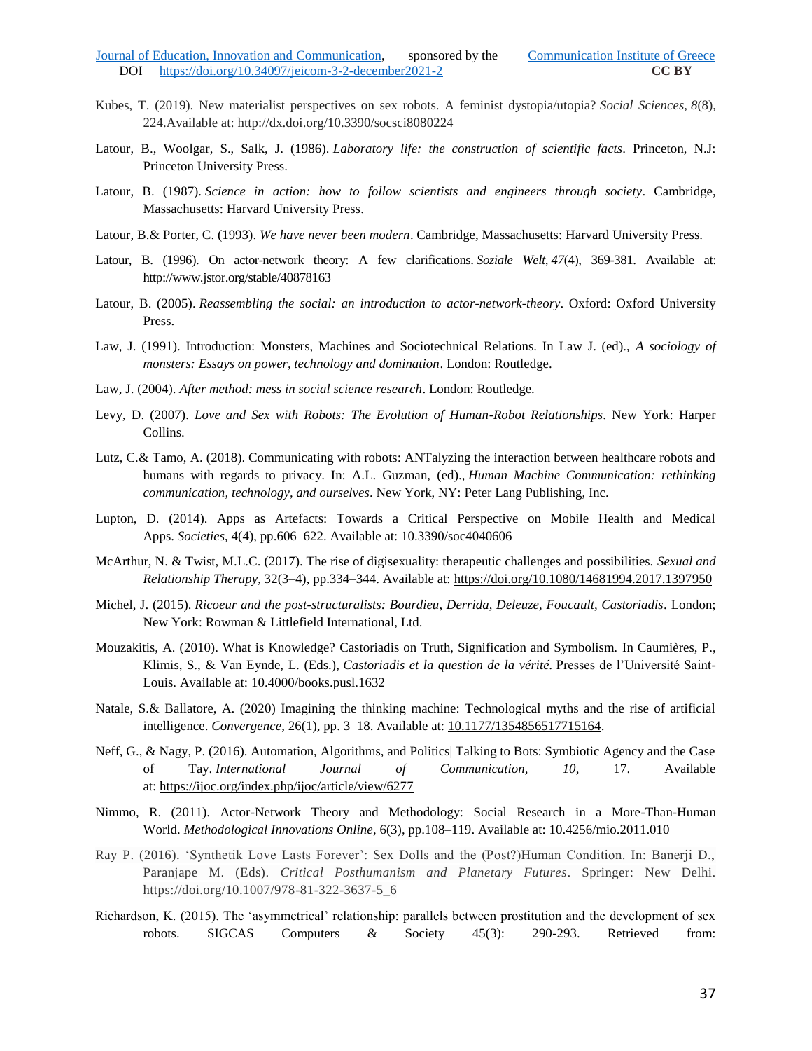Kubes, T. (2019). New materialist perspectives on sex robots. A feminist dystopia/utopia? *Social Sciences*, *8*(8), 224.Available at: http://dx.doi.org/10.3390/socsci8080224

Latour, B., Woolgar, S., Salk, J. (1986). *Laboratory life: the construction of scientific facts*. Princeton, N.J: Princeton University Press.

Latour, B. (1987). *Science in action: how to follow scientists and engineers through society*. Cambridge, Massachusetts: Harvard University Press.

Latour, B.& Porter, C. (1993). *We have never been modern*. Cambridge, Massachusetts: Harvard University Press.

Latour, B. (1996). On actor-network theory: A few clarifications. *Soziale Welt*, *47*(4), 369-381. Available at: http://www.jstor.org/stable/40878163

Latour, B. (2005). *Reassembling the social: an introduction to actor-network-theory*. Oxford: Oxford University Press.

Law, J. (1991). Introduction: Monsters, Machines and Sociotechnical Relations. In Law J. (ed)., *A sociology of monsters: Essays on power, technology and domination*. London: Routledge.

Law, J. (2004). *After method: mess in social science research*. London: Routledge.

Levy, D. (2007). *Love and Sex with Robots: The Evolution of Human-Robot Relationships*. New York: Harper Collins.

Lutz, C.& Tamo, A. (2018). Communicating with robots: ANTalyzing the interaction between healthcare robots and humans with regards to privacy. In: A.L. Guzman, (ed)., *Human Machine Communication: rethinking communication, technology, and ourselves*. New York, NY: Peter Lang Publishing, Inc.

Lupton, D. (2014). Apps as Artefacts: Towards a Critical Perspective on Mobile Health and Medical Apps. *Societies*, 4(4), pp.606–622. Available at: 10.3390/soc4040606

McArthur, N. & Twist, M.L.C. (2017). The rise of digisexuality: therapeutic challenges and possibilities. *Sexual and Relationship Therapy*, 32(3–4), pp.334–344. Available at: https://doi.org/10.1080/14681994.2017.1397950

Michel, J. (2015). *Ricoeur and the post-structuralists: Bourdieu, Derrida, Deleuze, Foucault, Castoriadis*. London; New York: Rowman & Littlefield International, Ltd.

Mouzakitis, A. (2010). What is Knowledge? Castoriadis on Truth, Signification and Symbolism. In Caumières, P., Klimis, S., & Van Eynde, L. (Eds.), *Castoriadis et la question de la vérité*. Presses de l'Université Saint-Louis. Available at: 10.4000/books.pusl.1632

Natale, S.& Ballatore, A. (2020) Imagining the thinking machine: Technological myths and the rise of artificial intelligence. *Convergence*, 26(1), pp. 3–18. Available at: 10.1177/1354856517715164.

Neff, G., & Nagy, P. (2016). Automation, Algorithms, and Politics| Talking to Bots: Symbiotic Agency and the Case of Tay. *International Journal of Communication*, *10*, 17. Available at: https://ijoc.org/index.php/ijoc/article/view/6277

Nimmo, R. (2011). Actor-Network Theory and Methodology: Social Research in a More-Than-Human World. *Methodological Innovations Online*, 6(3), pp.108–119. Available at: 10.4256/mio.2011.010

Ray P. (2016). 'Synthetik Love Lasts Forever': Sex Dolls and the (Post?)Human Condition. In: Banerji D., Paranjape M. (Eds). *Critical Posthumanism and Planetary Futures*. Springer: New Delhi. https://doi.org/10.1007/978-81-322-3637-5_6

Richardson, K. (2015). The 'asymmetrical' relationship: parallels between prostitution and the development of sex robots. SIGCAS Computers & Society 45(3): 290-293. Retrieved from: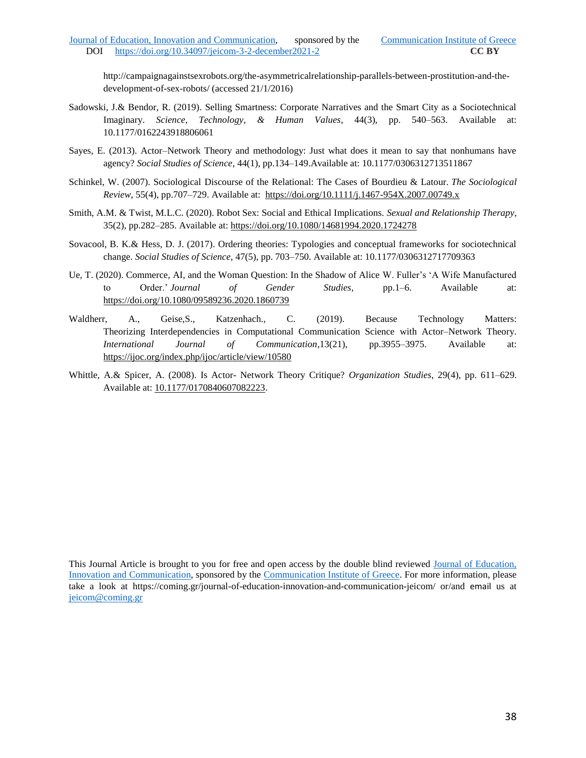http://campaignagainstsexrobots.org/the-asymmetricalrelationship-parallels-between-prostitution-and-the-development-of-sex-robots/ (accessed 21/1/2016)

Sadowski, J.& Bendor, R. (2019). Selling Smartness: Corporate Narratives and the Smart City as a Sociotechnical Imaginary. *Science, Technology, & Human Values*, 44(3), pp. 540–563. Available at: 10.1177/0162243918806061

Sayes, E. (2013). Actor–Network Theory and methodology: Just what does it mean to say that nonhumans have agency? *Social Studies of Science*, 44(1), pp.134–149.Available at: 10.1177/0306312713511867

Schinkel, W. (2007). Sociological Discourse of the Relational: The Cases of Bourdieu & Latour. *The Sociological Review*, 55(4), pp.707–729. Available at: https://doi.org/10.1111/j.1467-954X.2007.00749.x

Smith, A.M. & Twist, M.L.C. (2020). Robot Sex: Social and Ethical Implications. *Sexual and Relationship Therapy*, 35(2), pp.282–285. Available at: https://doi.org/10.1080/14681994.2020.1724278

Sovacool, B. K.& Hess, D. J. (2017). Ordering theories: Typologies and conceptual frameworks for sociotechnical change. *Social Studies of Science*, 47(5), pp. 703–750. Available at: 10.1177/0306312717709363

Ue, T. (2020). Commerce, AI, and the Woman Question: In the Shadow of Alice W. Fuller's 'A Wife Manufactured to Order.' *Journal of Gender Studies*, pp.1–6. Available at: https://doi.org/10.1080/09589236.2020.1860739

Waldherr, A., Geise,S., Katzenhach., C. (2019). Because Technology Matters: Theorizing Interdependencies in Computational Communication Science with Actor–Network Theory. *International Journal of Communication*,13(21), pp.3955–3975. Available at: https://ijoc.org/index.php/ijoc/article/view/10580

Whittle, A.& Spicer, A. (2008). Is Actor- Network Theory Critique? *Organization Studies*, 29(4), pp. 611–629. Available at: 10.1177/0170840607082223.

This Journal Article is brought to you for free and open access by the double blind reviewed Journal of Education, Innovation and Communication, sponsored by the Communication Institute of Greece. For more information, please take a look at https://coming.gr/journal-of-education-innovation-and-communication-jeicom/ or/and email us at jeicom@coming.gr